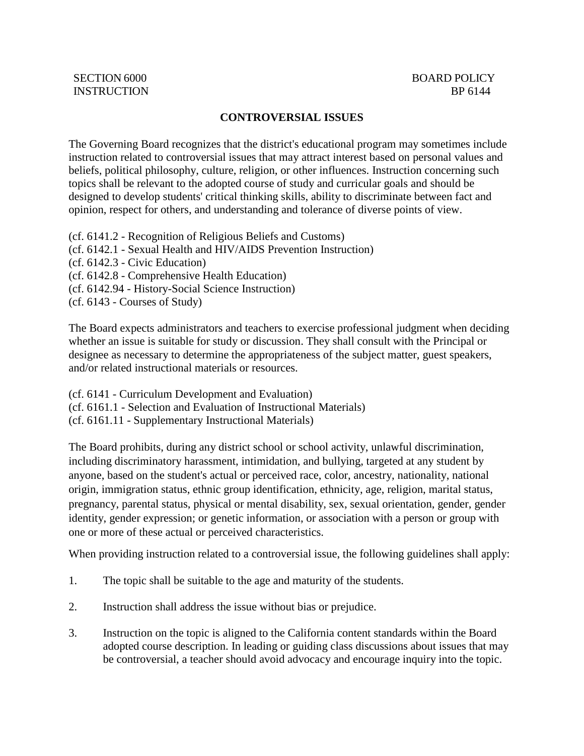SECTION 6000 BOARD POLICY
INSTRUCTION BP 6144

# CONTROVERSIAL ISSUES

The Governing Board recognizes that the district's educational program may sometimes include instruction related to controversial issues that may attract interest based on personal values and beliefs, political philosophy, culture, religion, or other influences. Instruction concerning such topics shall be relevant to the adopted course of study and curricular goals and should be designed to develop students' critical thinking skills, ability to discriminate between fact and opinion, respect for others, and understanding and tolerance of diverse points of view.

(cf. 6141.2 - Recognition of Religious Beliefs and Customs)
(cf. 6142.1 - Sexual Health and HIV/AIDS Prevention Instruction)
(cf. 6142.3 - Civic Education)
(cf. 6142.8 - Comprehensive Health Education)
(cf. 6142.94 - History-Social Science Instruction)
(cf. 6143 - Courses of Study)

The Board expects administrators and teachers to exercise professional judgment when deciding whether an issue is suitable for study or discussion. They shall consult with the Principal or designee as necessary to determine the appropriateness of the subject matter, guest speakers, and/or related instructional materials or resources.

(cf. 6141 - Curriculum Development and Evaluation)
(cf. 6161.1 - Selection and Evaluation of Instructional Materials)
(cf. 6161.11 - Supplementary Instructional Materials)

The Board prohibits, during any district school or school activity, unlawful discrimination, including discriminatory harassment, intimidation, and bullying, targeted at any student by anyone, based on the student's actual or perceived race, color, ancestry, nationality, national origin, immigration status, ethnic group identification, ethnicity, age, religion, marital status, pregnancy, parental status, physical or mental disability, sex, sexual orientation, gender, gender identity, gender expression; or genetic information, or association with a person or group with one or more of these actual or perceived characteristics.

When providing instruction related to a controversial issue, the following guidelines shall apply:

1. The topic shall be suitable to the age and maturity of the students.

2. Instruction shall address the issue without bias or prejudice.

3. Instruction on the topic is aligned to the California content standards within the Board adopted course description. In leading or guiding class discussions about issues that may be controversial, a teacher should avoid advocacy and encourage inquiry into the topic.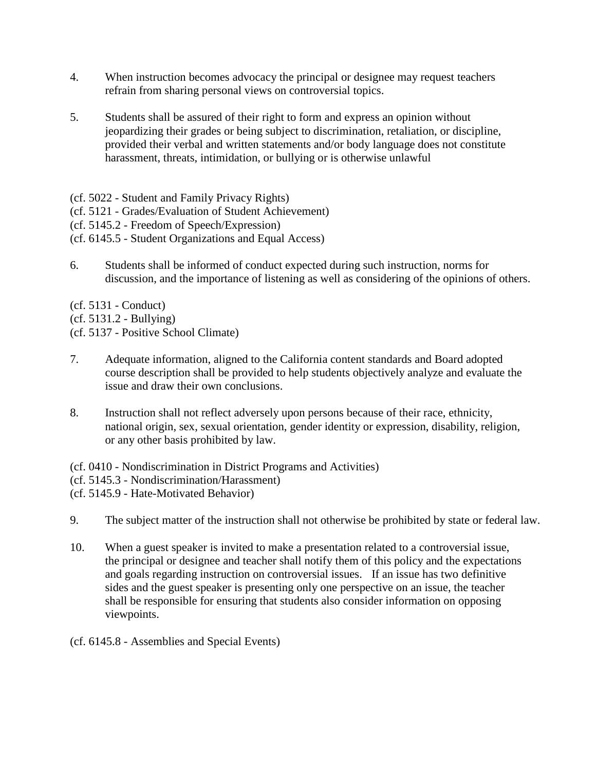4. When instruction becomes advocacy the principal or designee may request teachers refrain from sharing personal views on controversial topics.

5. Students shall be assured of their right to form and express an opinion without jeopardizing their grades or being subject to discrimination, retaliation, or discipline, provided their verbal and written statements and/or body language does not constitute harassment, threats, intimidation, or bullying or is otherwise unlawful

(cf. 5022 - Student and Family Privacy Rights)
(cf. 5121 - Grades/Evaluation of Student Achievement)
(cf. 5145.2 - Freedom of Speech/Expression)
(cf. 6145.5 - Student Organizations and Equal Access)

6. Students shall be informed of conduct expected during such instruction, norms for discussion, and the importance of listening as well as considering of the opinions of others.

(cf. 5131 - Conduct)
(cf. 5131.2 - Bullying)
(cf. 5137 - Positive School Climate)

7. Adequate information, aligned to the California content standards and Board adopted course description shall be provided to help students objectively analyze and evaluate the issue and draw their own conclusions.

8. Instruction shall not reflect adversely upon persons because of their race, ethnicity, national origin, sex, sexual orientation, gender identity or expression, disability, religion, or any other basis prohibited by law.

(cf. 0410 - Nondiscrimination in District Programs and Activities)
(cf. 5145.3 - Nondiscrimination/Harassment)
(cf. 5145.9 - Hate-Motivated Behavior)

9. The subject matter of the instruction shall not otherwise be prohibited by state or federal law.

10. When a guest speaker is invited to make a presentation related to a controversial issue, the principal or designee and teacher shall notify them of this policy and the expectations and goals regarding instruction on controversial issues. If an issue has two definitive sides and the guest speaker is presenting only one perspective on an issue, the teacher shall be responsible for ensuring that students also consider information on opposing viewpoints.

(cf. 6145.8 - Assemblies and Special Events)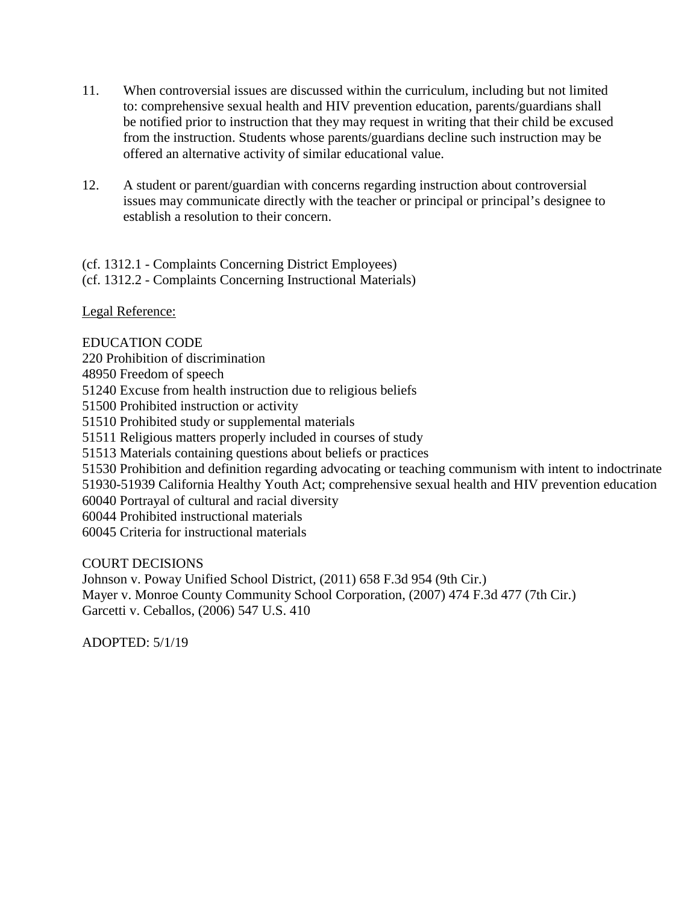11. When controversial issues are discussed within the curriculum, including but not limited to: comprehensive sexual health and HIV prevention education, parents/guardians shall be notified prior to instruction that they may request in writing that their child be excused from the instruction. Students whose parents/guardians decline such instruction may be offered an alternative activity of similar educational value.

12. A student or parent/guardian with concerns regarding instruction about controversial issues may communicate directly with the teacher or principal or principal's designee to establish a resolution to their concern.

(cf. 1312.1 - Complaints Concerning District Employees)
(cf. 1312.2 - Complaints Concerning Instructional Materials)

<u>Legal Reference:</u>

EDUCATION CODE
220 Prohibition of discrimination
48950 Freedom of speech
51240 Excuse from health instruction due to religious beliefs
51500 Prohibited instruction or activity
51510 Prohibited study or supplemental materials
51511 Religious matters properly included in courses of study
51513 Materials containing questions about beliefs or practices
51530 Prohibition and definition regarding advocating or teaching communism with intent to indoctrinate
51930-51939 California Healthy Youth Act; comprehensive sexual health and HIV prevention education
60040 Portrayal of cultural and racial diversity
60044 Prohibited instructional materials
60045 Criteria for instructional materials

COURT DECISIONS
Johnson v. Poway Unified School District, (2011) 658 F.3d 954 (9th Cir.)
Mayer v. Monroe County Community School Corporation, (2007) 474 F.3d 477 (7th Cir.)
Garcetti v. Ceballos, (2006) 547 U.S. 410

ADOPTED: 5/1/19